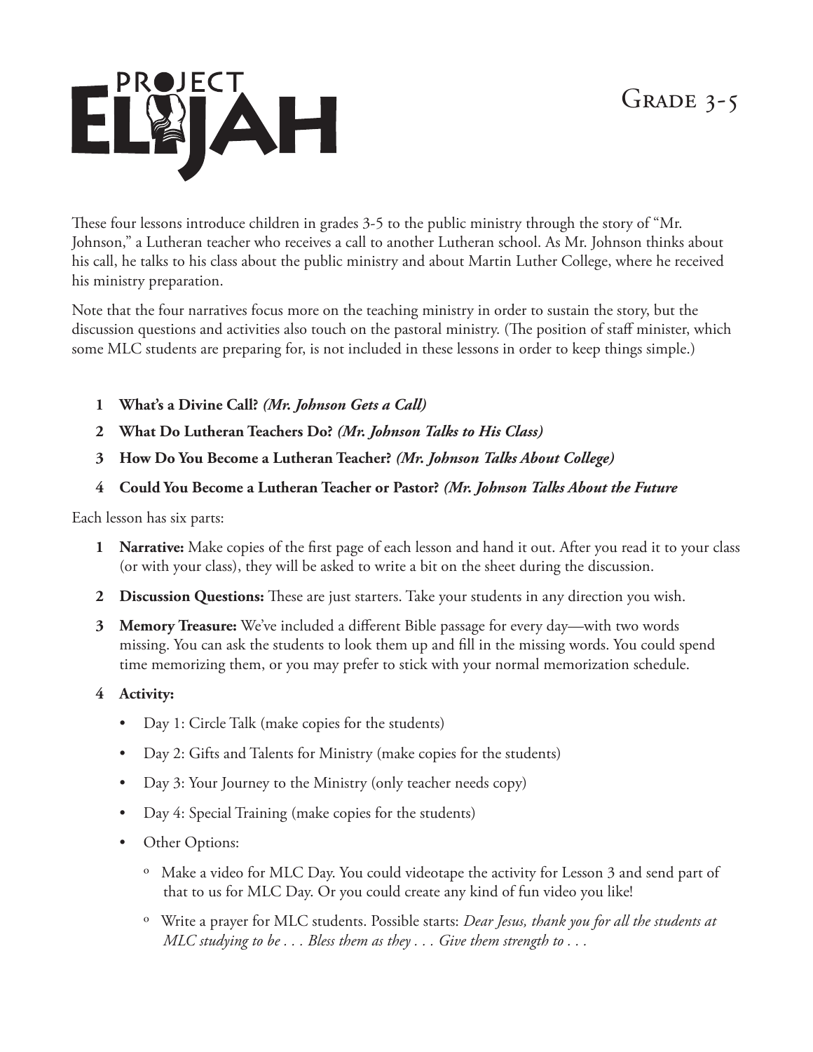# PROJECT ELIJAH

## Grade 3-5

These four lessons introduce children in grades 3-5 to the public ministry through the story of "Mr. Johnson," a Lutheran teacher who receives a call to another Lutheran school. As Mr. Johnson thinks about his call, he talks to his class about the public ministry and about Martin Luther College, where he received his ministry preparation.

Note that the four narratives focus more on the teaching ministry in order to sustain the story, but the discussion questions and activities also touch on the pastoral ministry. (The position of staff minister, which some MLC students are preparing for, is not included in these lessons in order to keep things simple.)

1. **What's a Divine Call?** ***(Mr. Johnson Gets a Call)***
2. **What Do Lutheran Teachers Do?** ***(Mr. Johnson Talks to His Class)***
3. **How Do You Become a Lutheran Teacher?** ***(Mr. Johnson Talks About College)***
4. **Could You Become a Lutheran Teacher or Pastor?** ***(Mr. Johnson Talks About the Future***

Each lesson has six parts:

1. **Narrative:** Make copies of the first page of each lesson and hand it out. After you read it to your class (or with your class), they will be asked to write a bit on the sheet during the discussion.
2. **Discussion Questions:** These are just starters. Take your students in any direction you wish.
3. **Memory Treasure:** We've included a different Bible passage for every day—with two words missing. You can ask the students to look them up and fill in the missing words. You could spend time memorizing them, or you may prefer to stick with your normal memorization schedule.
4. **Activity:**
   - Day 1: Circle Talk (make copies for the students)
   - Day 2: Gifts and Talents for Ministry (make copies for the students)
   - Day 3: Your Journey to the Ministry (only teacher needs copy)
   - Day 4: Special Training (make copies for the students)
   - Other Options:
     - Make a video for MLC Day. You could videotape the activity for Lesson 3 and send part of that to us for MLC Day. Or you could create any kind of fun video you like!
     - Write a prayer for MLC students. Possible starts: *Dear Jesus, thank you for all the students at MLC studying to be . . . Bless them as they . . . Give them strength to . . .*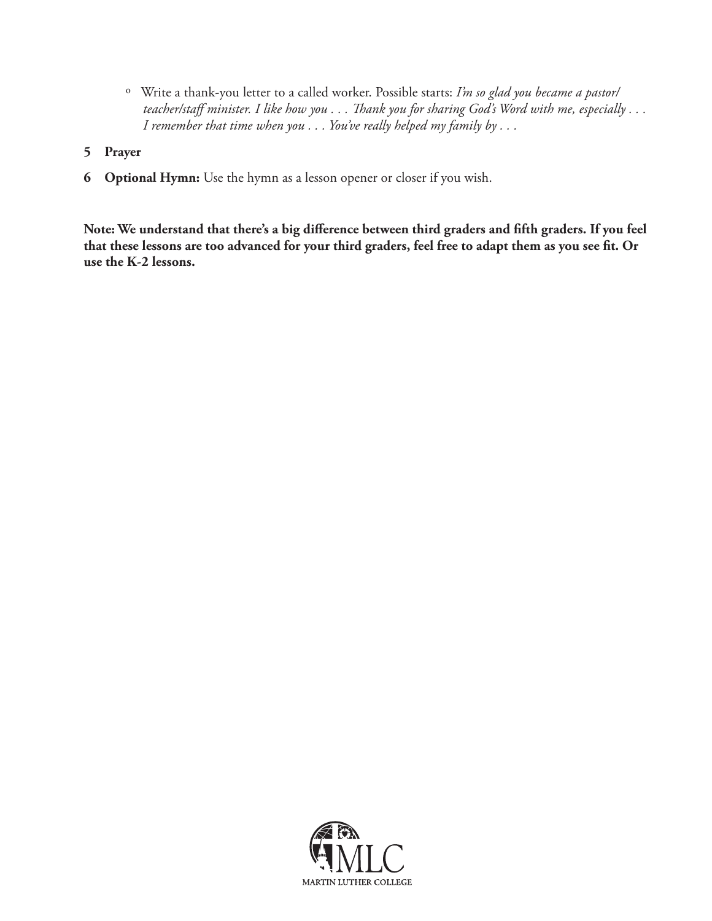- Write a thank-you letter to a called worker. Possible starts: *I'm so glad you became a pastor/teacher/staff minister. I like how you . . . Thank you for sharing God's Word with me, especially . . . I remember that time when you . . . You've really helped my family by . . .*

5 **Prayer**

6 **Optional Hymn:** Use the hymn as a lesson opener or closer if you wish.

**Note: We understand that there's a big difference between third graders and fifth graders. If you feel that these lessons are too advanced for your third graders, feel free to adapt them as you see fit. Or use the K-2 lessons.**